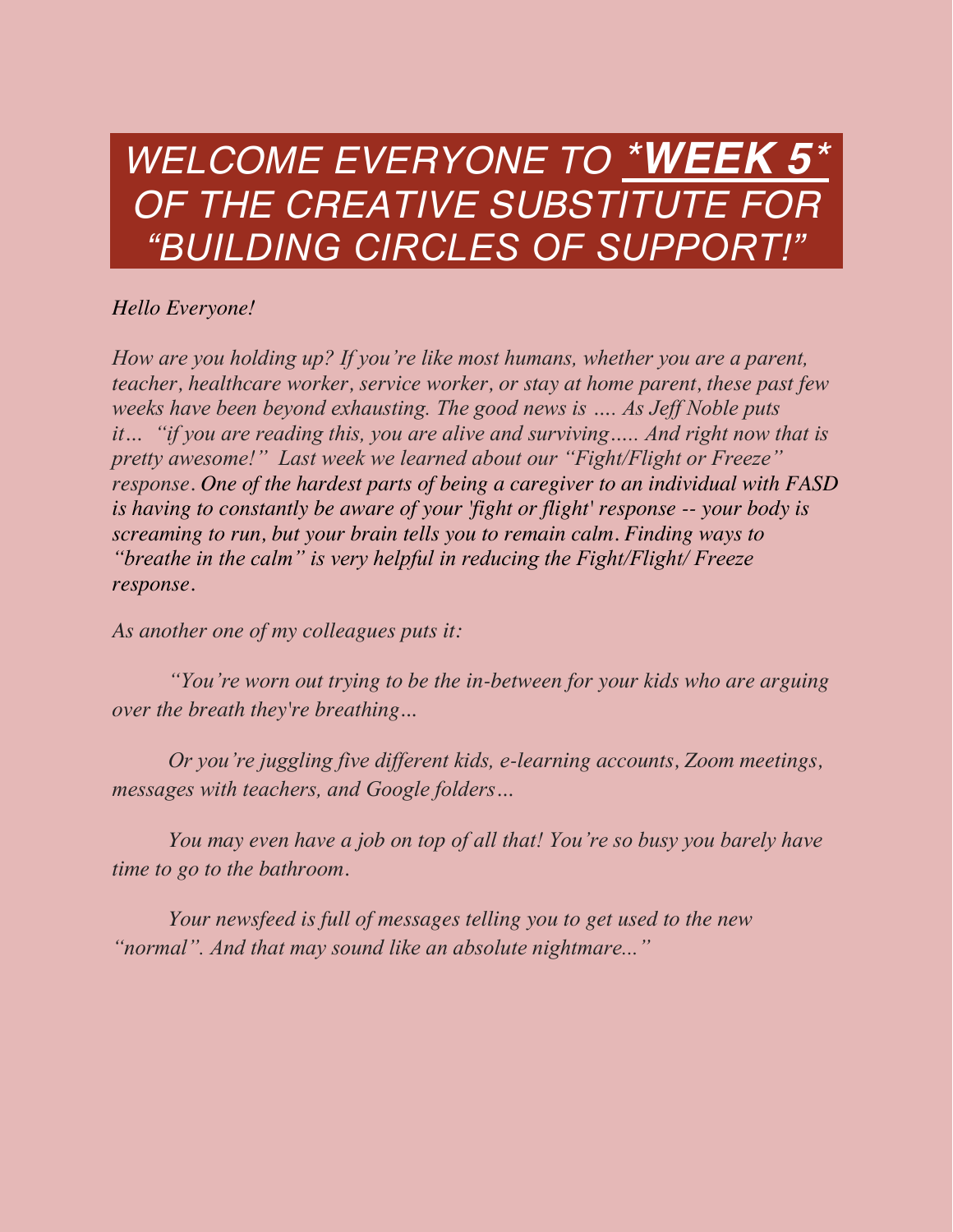# *WELCOME EVERYONE TO* ***\*WEEK 5\**** *OF THE CREATIVE SUBSTITUTE FOR "BUILDING CIRCLES OF SUPPORT!"*

*Hello Everyone!*

*How are you holding up? If you're like most humans, whether you are a parent, teacher, healthcare worker, service worker, or stay at home parent, these past few weeks have been beyond exhausting. The good news is .... As Jeff Noble puts it... "if you are reading this, you are alive and surviving..... And right now that is pretty awesome!" Last week we learned about our "Fight/Flight or Freeze" response. One of the hardest parts of being a caregiver to an individual with FASD is having to constantly be aware of your 'fight or flight' response -- your body is screaming to run, but your brain tells you to remain calm. Finding ways to "breathe in the calm" is very helpful in reducing the Fight/Flight/ Freeze response.*

*As another one of my colleagues puts it:*

*"You're worn out trying to be the in-between for your kids who are arguing over the breath they're breathing...*

*Or you're juggling five different kids, e-learning accounts, Zoom meetings, messages with teachers, and Google folders...*

*You may even have a job on top of all that! You're so busy you barely have time to go to the bathroom.*

*Your newsfeed is full of messages telling you to get used to the new "normal". And that may sound like an absolute nightmare..."*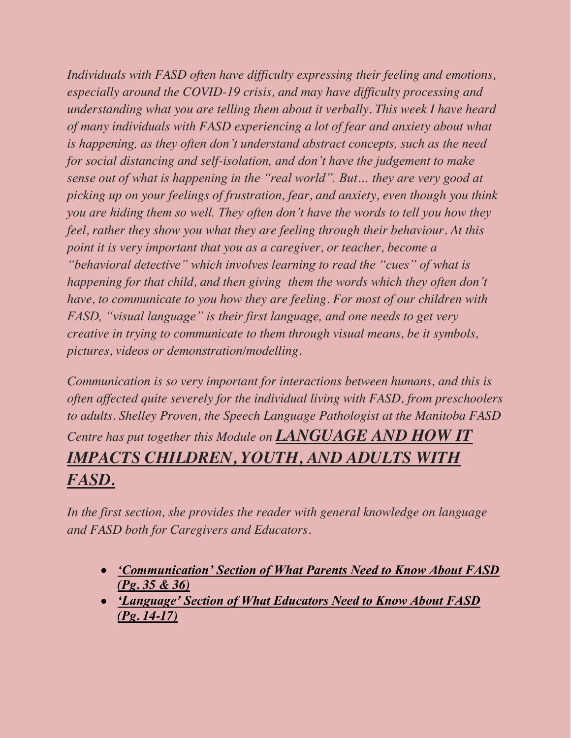*Individuals with FASD often have difficulty expressing their feeling and emotions, especially around the COVID-19 crisis, and may have difficulty processing and understanding what you are telling them about it verbally. This week I have heard of many individuals with FASD experiencing a lot of fear and anxiety about what is happening, as they often don't understand abstract concepts, such as the need for social distancing and self-isolation, and don't have the judgement to make sense out of what is happening in the "real world". But… they are very good at picking up on your feelings of frustration, fear, and anxiety, even though you think you are hiding them so well. They often don't have the words to tell you how they feel, rather they show you what they are feeling through their behaviour. At this point it is very important that you as a caregiver, or teacher, become a "behavioral detective" which involves learning to read the "cues" of what is happening for that child, and then giving them the words which they often don't have, to communicate to you how they are feeling. For most of our children with FASD, "visual language" is their first language, and one needs to get very creative in trying to communicate to them through visual means, be it symbols, pictures, videos or demonstration/modelling.*

*Communication is so very important for interactions between humans, and this is often affected quite severely for the individual living with FASD, from preschoolers to adults. Shelley Proven, the Speech Language Pathologist at the Manitoba FASD Centre has put together this Module on* ***LANGUAGE AND HOW IT IMPACTS CHILDREN, YOUTH, AND ADULTS WITH FASD.***

*In the first section, she provides the reader with general knowledge on language and FASD both for Caregivers and Educators.*

- ***'Communication' Section of What Parents Need to Know About FASD (Pg. 35 & 36)***
- ***'Language' Section of What Educators Need to Know About FASD (Pg. 14-17)***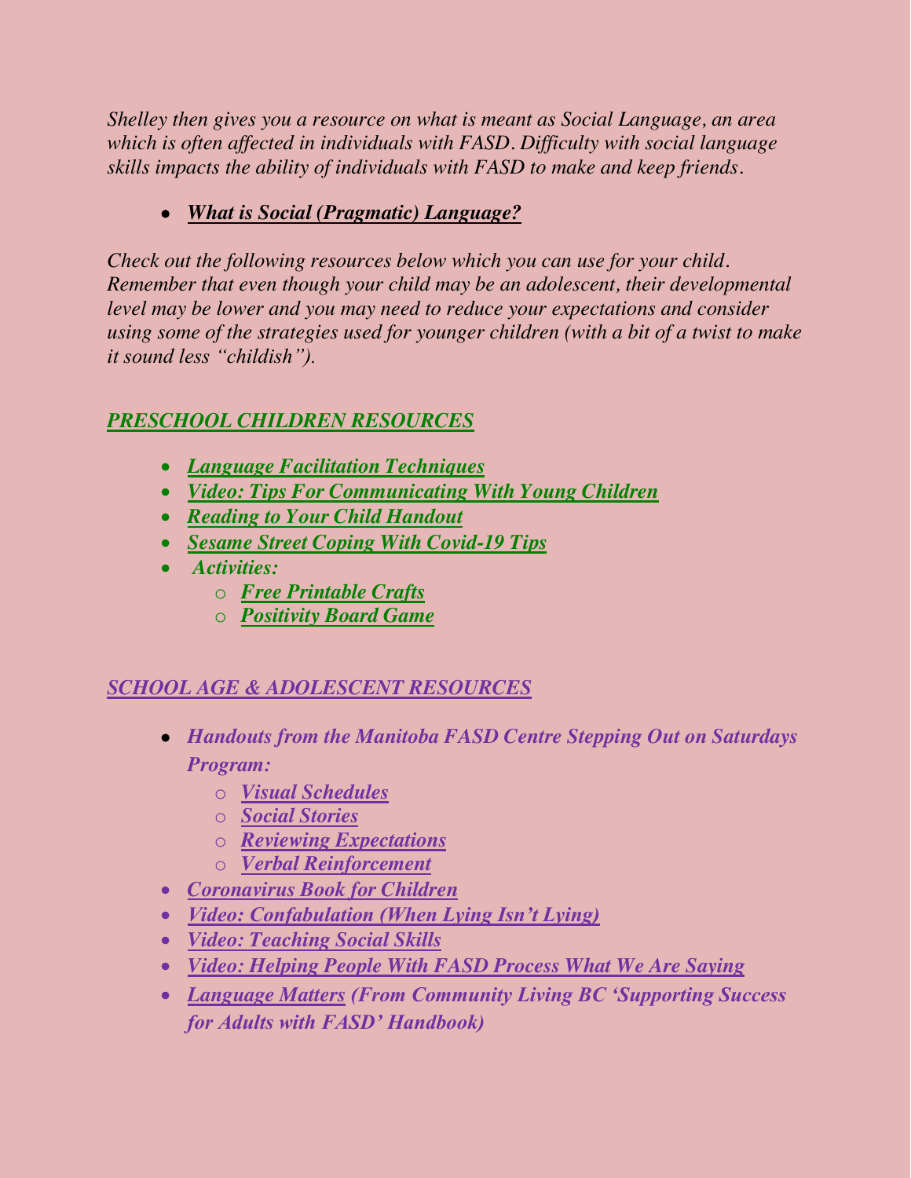*Shelley then gives you a resource on what is meant as Social Language, an area which is often affected in individuals with FASD. Difficulty with social language skills impacts the ability of individuals with FASD to make and keep friends.*

- ***What is Social (Pragmatic) Language?***

*Check out the following resources below which you can use for your child. Remember that even though your child may be an adolescent, their developmental level may be lower and you may need to reduce your expectations and consider using some of the strategies used for younger children (with a bit of a twist to make it sound less "childish").*

## *PRESCHOOL CHILDREN RESOURCES*

- ***Language Facilitation Techniques***
- ***Video: Tips For Communicating With Young Children***
- ***Reading to Your Child Handout***
- ***Sesame Street Coping With Covid-19 Tips***
- ***Activities:***
  - ***Free Printable Crafts***
  - ***Positivity Board Game***

## *SCHOOL AGE & ADOLESCENT RESOURCES*

- ***Handouts from the Manitoba FASD Centre Stepping Out on Saturdays Program:***
  - ***Visual Schedules***
  - ***Social Stories***
  - ***Reviewing Expectations***
  - ***Verbal Reinforcement***
- ***Coronavirus Book for Children***
- ***Video: Confabulation (When Lying Isn't Lying)***
- ***Video: Teaching Social Skills***
- ***Video: Helping People With FASD Process What We Are Saying***
- ***Language Matters (From Community Living BC 'Supporting Success for Adults with FASD' Handbook)***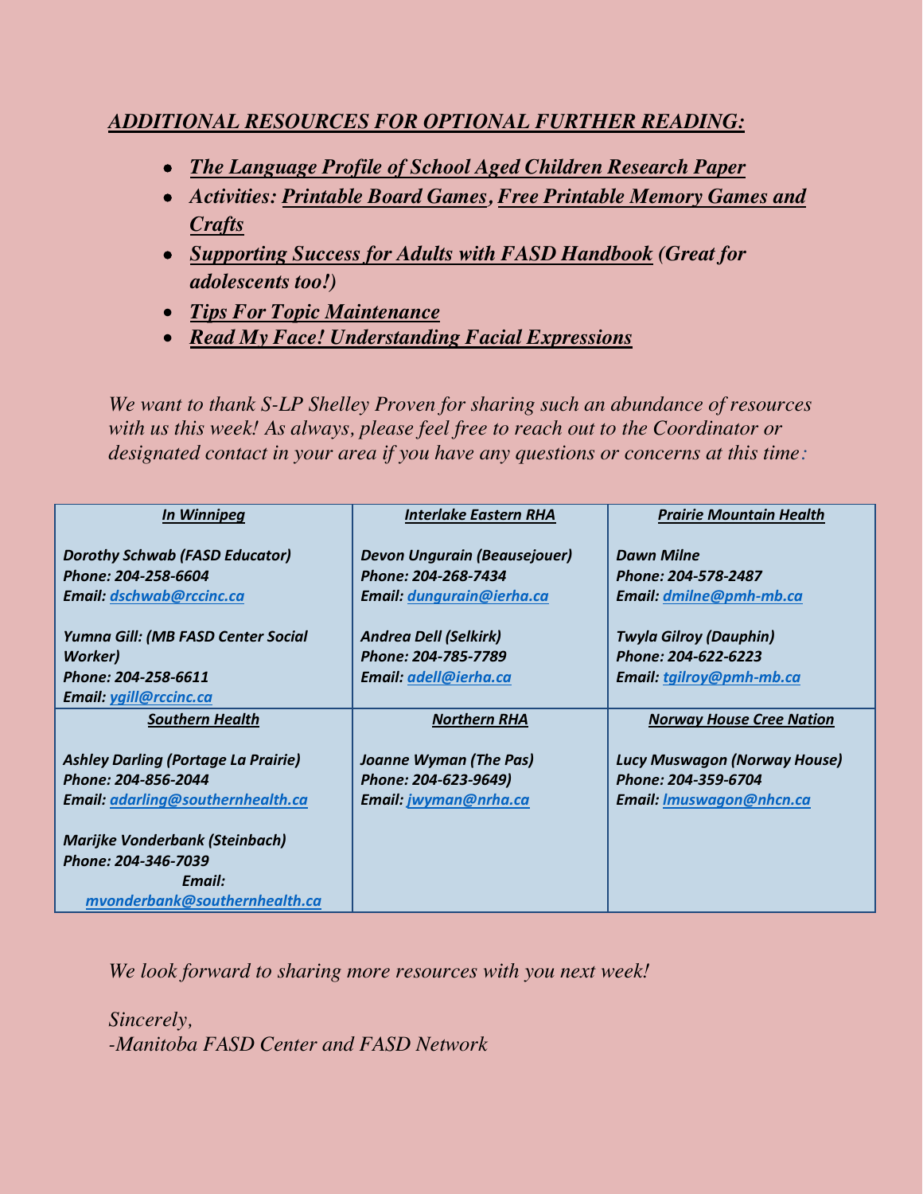## *ADDITIONAL RESOURCES FOR OPTIONAL FURTHER READING:*

- ***The Language Profile of School Aged Children Research Paper***
- ***Activities: Printable Board Games, Free Printable Memory Games and Crafts***
- ***Supporting Success for Adults with FASD Handbook (Great for adolescents too!)***
- ***Tips For Topic Maintenance***
- ***Read My Face! Understanding Facial Expressions***

*We want to thank S-LP Shelley Proven for sharing such an abundance of resources with us this week! As always, please feel free to reach out to the Coordinator or designated contact in your area if you have any questions or concerns at this time:*

| *In Winnipeg* | *Interlake Eastern RHA* | *Prairie Mountain Health* |
|---|---|---|
| *Dorothy Schwab (FASD Educator)*<br>*Phone: 204-258-6604*<br>*Email: dschwab@rccinc.ca*<br><br>*Yumna Gill: (MB FASD Center Social Worker)*<br>*Phone: 204-258-6611*<br>*Email: ygill@rccinc.ca* | *Devon Ungurain (Beausejouer)*<br>*Phone: 204-268-7434*<br>*Email: dungurain@ierha.ca*<br><br>*Andrea Dell (Selkirk)*<br>*Phone: 204-785-7789*<br>*Email: adell@ierha.ca* | *Dawn Milne*<br>*Phone: 204-578-2487*<br>*Email: dmilne@pmh-mb.ca*<br><br>*Twyla Gilroy (Dauphin)*<br>*Phone: 204-622-6223*<br>*Email: tgilroy@pmh-mb.ca* |
| *Southern Health* | *Northern RHA* | *Norway House Cree Nation* |
| *Ashley Darling (Portage La Prairie)*<br>*Phone: 204-856-2044*<br>*Email: adarling@southernhealth.ca*<br><br>*Marijke Vonderbank (Steinbach)*<br>*Phone: 204-346-7039*<br>*Email: mvonderbank@southernhealth.ca* | *Joanne Wyman (The Pas)*<br>*Phone: 204-623-9649)*<br>*Email: jwyman@nrha.ca* | *Lucy Muswagon (Norway House)*<br>*Phone: 204-359-6704*<br>*Email: lmuswagon@nhcn.ca* |

*We look forward to sharing more resources with you next week!*

*Sincerely,*
*-Manitoba FASD Center and FASD Network*